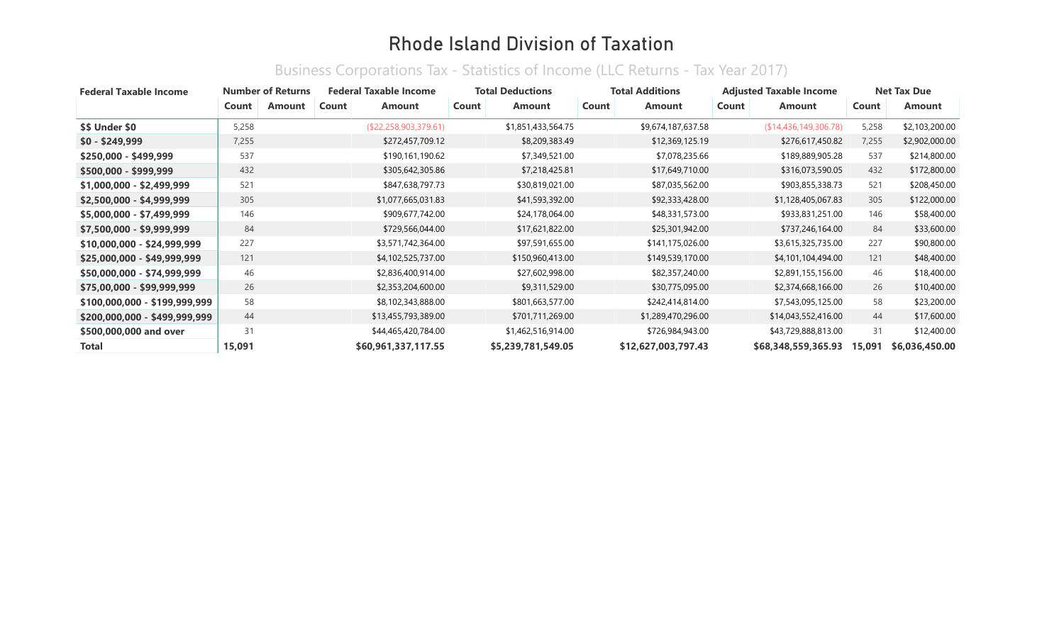# Rhode Island Division of Taxation

## Business Corporations Tax - Statistics of Income (LLC Returns - Tax Year 2017)

| Federal Taxable Income | Number of Returns | | Federal Taxable Income | | Total Deductions | | Total Additions | | Adjusted Taxable Income | | Net Tax Due | |
|---|---|---|---|---|---|---|---|---|---|---|---|---|
| | Count | Amount | Count | Amount | Count | Amount | Count | Amount | Count | Amount | Count | Amount |
| **$$ Under $0** | 5,258 | | | ($22,258,903,379.61) | | $1,851,433,564.75 | | $9,674,187,637.58 | | ($14,436,149,306.78) | 5,258 | $2,103,200.00 |
| **$0 - $249,999** | 7,255 | | | $272,457,709.12 | | $8,209,383.49 | | $12,369,125.19 | | $276,617,450.82 | 7,255 | $2,902,000.00 |
| **$250,000 - $499,999** | 537 | | | $190,161,190.62 | | $7,349,521.00 | | $7,078,235.66 | | $189,889,905.28 | 537 | $214,800.00 |
| **$500,000 - $999,999** | 432 | | | $305,642,305.86 | | $7,218,425.81 | | $17,649,710.00 | | $316,073,590.05 | 432 | $172,800.00 |
| **$1,000,000 - $2,499,999** | 521 | | | $847,638,797.73 | | $30,819,021.00 | | $87,035,562.00 | | $903,855,338.73 | 521 | $208,450.00 |
| **$2,500,000 - $4,999,999** | 305 | | | $1,077,665,031.83 | | $41,593,392.00 | | $92,333,428.00 | | $1,128,405,067.83 | 305 | $122,000.00 |
| **$5,000,000 - $7,499,999** | 146 | | | $909,677,742.00 | | $24,178,064.00 | | $48,331,573.00 | | $933,831,251.00 | 146 | $58,400.00 |
| **$7,500,000 - $9,999,999** | 84 | | | $729,566,044.00 | | $17,621,822.00 | | $25,301,942.00 | | $737,246,164.00 | 84 | $33,600.00 |
| **$10,000,000 - $24,999,999** | 227 | | | $3,571,742,364.00 | | $97,591,655.00 | | $141,175,026.00 | | $3,615,325,735.00 | 227 | $90,800.00 |
| **$25,000,000 - $49,999,999** | 121 | | | $4,102,525,737.00 | | $150,960,413.00 | | $149,539,170.00 | | $4,101,104,494.00 | 121 | $48,400.00 |
| **$50,000,000 - $74,999,999** | 46 | | | $2,836,400,914.00 | | $27,602,998.00 | | $82,357,240.00 | | $2,891,155,156.00 | 46 | $18,400.00 |
| **$75,00,000 - $99,999,999** | 26 | | | $2,353,204,600.00 | | $9,311,529.00 | | $30,775,095.00 | | $2,374,668,166.00 | 26 | $10,400.00 |
| **$100,000,000 - $199,999,999** | 58 | | | $8,102,343,888.00 | | $801,663,577.00 | | $242,414,814.00 | | $7,543,095,125.00 | 58 | $23,200.00 |
| **$200,000,000 - $499,999,999** | 44 | | | $13,455,793,389.00 | | $701,711,269.00 | | $1,289,470,296.00 | | $14,043,552,416.00 | 44 | $17,600.00 |
| **$500,000,000 and over** | 31 | | | $44,465,420,784.00 | | $1,462,516,914.00 | | $726,984,943.00 | | $43,729,888,813.00 | 31 | $12,400.00 |
| **Total** | **15,091** | | | **$60,961,337,117.55** | | **$5,239,781,549.05** | | **$12,627,003,797.43** | | **$68,348,559,365.93** | **15,091** | **$6,036,450.00** |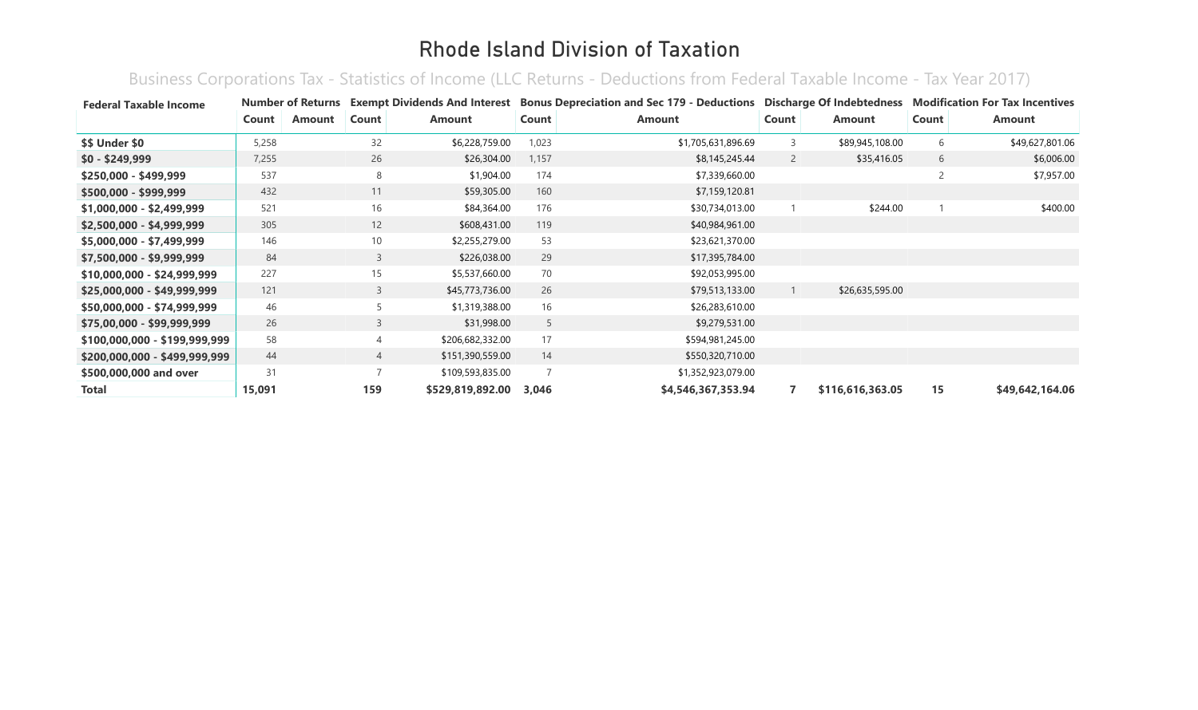# Rhode Island Division of Taxation

## Business Corporations Tax - Statistics of Income (LLC Returns - Deductions from Federal Taxable Income - Tax Year 2017)

| Federal Taxable Income | Number of Returns | | Exempt Dividends And Interest | | Bonus Depreciation and Sec 179 - Deductions | | Discharge Of Indebtedness | | Modification For Tax Incentives | |
|---|---|---|---|---|---|---|---|---|---|---|
| | Count | Amount | Count | Amount | Count | Amount | Count | Amount | Count | Amount |
| **$$ Under $0** | 5,258 | | 32 | $6,228,759.00 | 1,023 | $1,705,631,896.69 | 3 | $89,945,108.00 | 6 | $49,627,801.06 |
| **$0 - $249,999** | 7,255 | | 26 | $26,304.00 | 1,157 | $8,145,245.44 | 2 | $35,416.05 | 6 | $6,006.00 |
| **$250,000 - $499,999** | 537 | | 8 | $1,904.00 | 174 | $7,339,660.00 | | | 2 | $7,957.00 |
| **$500,000 - $999,999** | 432 | | 11 | $59,305.00 | 160 | $7,159,120.81 | | | | |
| **$1,000,000 - $2,499,999** | 521 | | 16 | $84,364.00 | 176 | $30,734,013.00 | 1 | $244.00 | 1 | $400.00 |
| **$2,500,000 - $4,999,999** | 305 | | 12 | $608,431.00 | 119 | $40,984,961.00 | | | | |
| **$5,000,000 - $7,499,999** | 146 | | 10 | $2,255,279.00 | 53 | $23,621,370.00 | | | | |
| **$7,500,000 - $9,999,999** | 84 | | 3 | $226,038.00 | 29 | $17,395,784.00 | | | | |
| **$10,000,000 - $24,999,999** | 227 | | 15 | $5,537,660.00 | 70 | $92,053,995.00 | | | | |
| **$25,000,000 - $49,999,999** | 121 | | 3 | $45,773,736.00 | 26 | $79,513,133.00 | 1 | $26,635,595.00 | | |
| **$50,000,000 - $74,999,999** | 46 | | 5 | $1,319,388.00 | 16 | $26,283,610.00 | | | | |
| **$75,00,000 - $99,999,999** | 26 | | 3 | $31,998.00 | 5 | $9,279,531.00 | | | | |
| **$100,000,000 - $199,999,999** | 58 | | 4 | $206,682,332.00 | 17 | $594,981,245.00 | | | | |
| **$200,000,000 - $499,999,999** | 44 | | 4 | $151,390,559.00 | 14 | $550,320,710.00 | | | | |
| **$500,000,000 and over** | 31 | | 7 | $109,593,835.00 | 7 | $1,352,923,079.00 | | | | |
| **Total** | **15,091** | | **159** | **$529,819,892.00** | **3,046** | **$4,546,367,353.94** | **7** | **$116,616,363.05** | **15** | **$49,642,164.06** |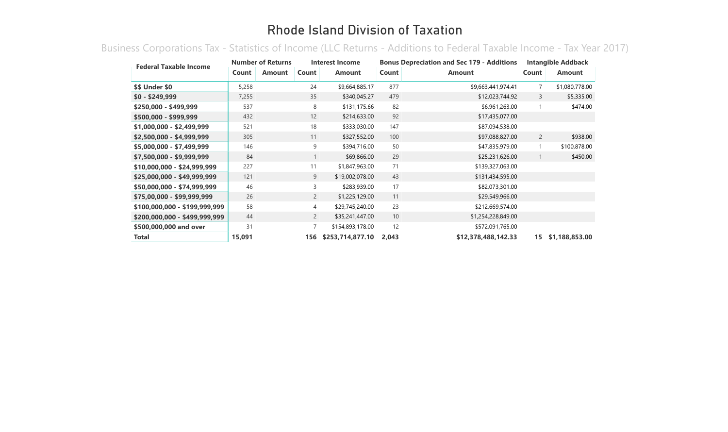# Rhode Island Division of Taxation

## Business Corporations Tax - Statistics of Income (LLC Returns - Additions to Federal Taxable Income - Tax Year 2017)

| Federal Taxable Income | Number of Returns | | Interest Income | | Bonus Depreciation and Sec 179 - Additions | | Intangible Addback | |
|---|---|---|---|---|---|---|---|---|
| | Count | Amount | Count | Amount | Count | Amount | Count | Amount |
| $$ Under $0 | 5,258 | | 24 | $9,664,885.17 | 877 | $9,663,441,974.41 | 7 | $1,080,778.00 |
| $0 - $249,999 | 7,255 | | 35 | $340,045.27 | 479 | $12,023,744.92 | 3 | $5,335.00 |
| $250,000 - $499,999 | 537 | | 8 | $131,175.66 | 82 | $6,961,263.00 | 1 | $474.00 |
| $500,000 - $999,999 | 432 | | 12 | $214,633.00 | 92 | $17,435,077.00 | | |
| $1,000,000 - $2,499,999 | 521 | | 18 | $333,030.00 | 147 | $87,094,538.00 | | |
| $2,500,000 - $4,999,999 | 305 | | 11 | $327,552.00 | 100 | $97,088,827.00 | 2 | $938.00 |
| $5,000,000 - $7,499,999 | 146 | | 9 | $394,716.00 | 50 | $47,835,979.00 | 1 | $100,878.00 |
| $7,500,000 - $9,999,999 | 84 | | 1 | $69,866.00 | 29 | $25,231,626.00 | 1 | $450.00 |
| $10,000,000 - $24,999,999 | 227 | | 11 | $1,847,963.00 | 71 | $139,327,063.00 | | |
| $25,000,000 - $49,999,999 | 121 | | 9 | $19,002,078.00 | 43 | $131,434,595.00 | | |
| $50,000,000 - $74,999,999 | 46 | | 3 | $283,939.00 | 17 | $82,073,301.00 | | |
| $75,00,000 - $99,999,999 | 26 | | 2 | $1,225,129.00 | 11 | $29,549,966.00 | | |
| $100,000,000 - $199,999,999 | 58 | | 4 | $29,745,240.00 | 23 | $212,669,574.00 | | |
| $200,000,000 - $499,999,999 | 44 | | 2 | $35,241,447.00 | 10 | $1,254,228,849.00 | | |
| $500,000,000 and over | 31 | | 7 | $154,893,178.00 | 12 | $572,091,765.00 | | |
| **Total** | **15,091** | | **156** | **$253,714,877.10** | **2,043** | **$12,378,488,142.33** | **15** | **$1,188,853.00** |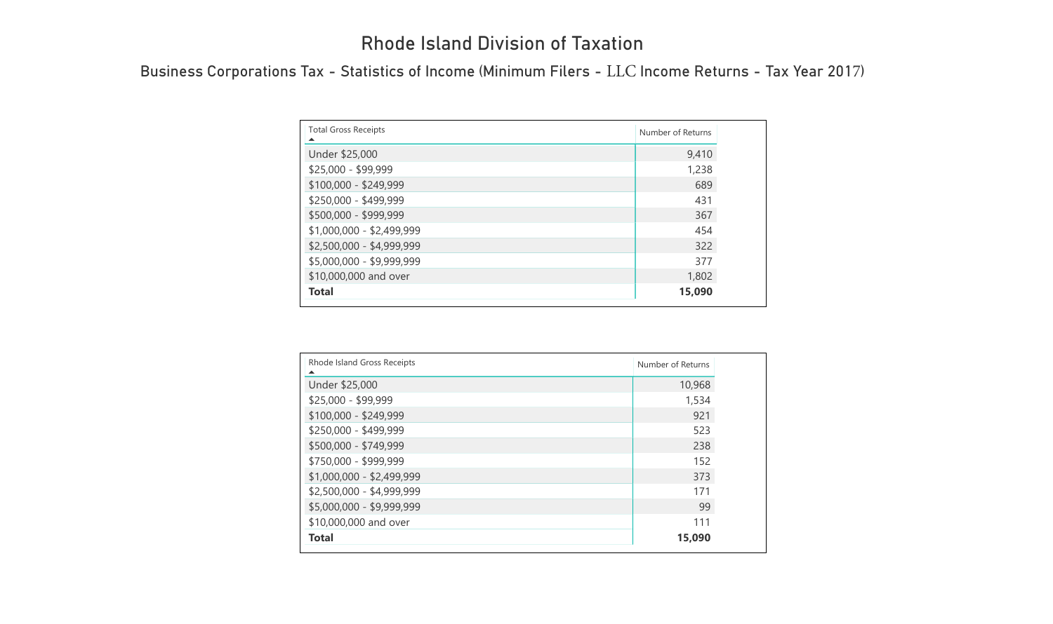# Rhode Island Division of Taxation

## Business Corporations Tax - Statistics of Income (Minimum Filers - LLC Income Returns - Tax Year 2017)

| Total Gross Receipts | Number of Returns |
|---|---|
| Under $25,000 | 9,410 |
| $25,000 - $99,999 | 1,238 |
| $100,000 - $249,999 | 689 |
| $250,000 - $499,999 | 431 |
| $500,000 - $999,999 | 367 |
| $1,000,000 - $2,499,999 | 454 |
| $2,500,000 - $4,999,999 | 322 |
| $5,000,000 - $9,999,999 | 377 |
| $10,000,000 and over | 1,802 |
| **Total** | **15,090** |

| Rhode Island Gross Receipts | Number of Returns |
|---|---|
| Under $25,000 | 10,968 |
| $25,000 - $99,999 | 1,534 |
| $100,000 - $249,999 | 921 |
| $250,000 - $499,999 | 523 |
| $500,000 - $749,999 | 238 |
| $750,000 - $999,999 | 152 |
| $1,000,000 - $2,499,999 | 373 |
| $2,500,000 - $4,999,999 | 171 |
| $5,000,000 - $9,999,999 | 99 |
| $10,000,000 and over | 111 |
| **Total** | **15,090** |